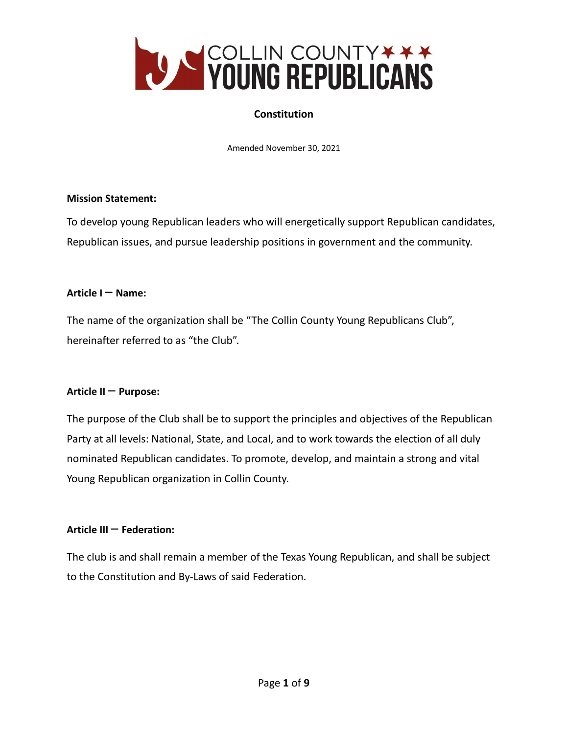# COLLIN COUNTY YOUNG REPUBLICANS

## Constitution

Amended November 30, 2021

**Mission Statement:**

To develop young Republican leaders who will energetically support Republican candidates, Republican issues, and pursue leadership positions in government and the community.

**Article I – Name:**

The name of the organization shall be "The Collin County Young Republicans Club", hereinafter referred to as "the Club".

**Article II – Purpose:**

The purpose of the Club shall be to support the principles and objectives of the Republican Party at all levels: National, State, and Local, and to work towards the election of all duly nominated Republican candidates. To promote, develop, and maintain a strong and vital Young Republican organization in Collin County.

**Article III – Federation:**

The club is and shall remain a member of the Texas Young Republican, and shall be subject to the Constitution and By-Laws of said Federation.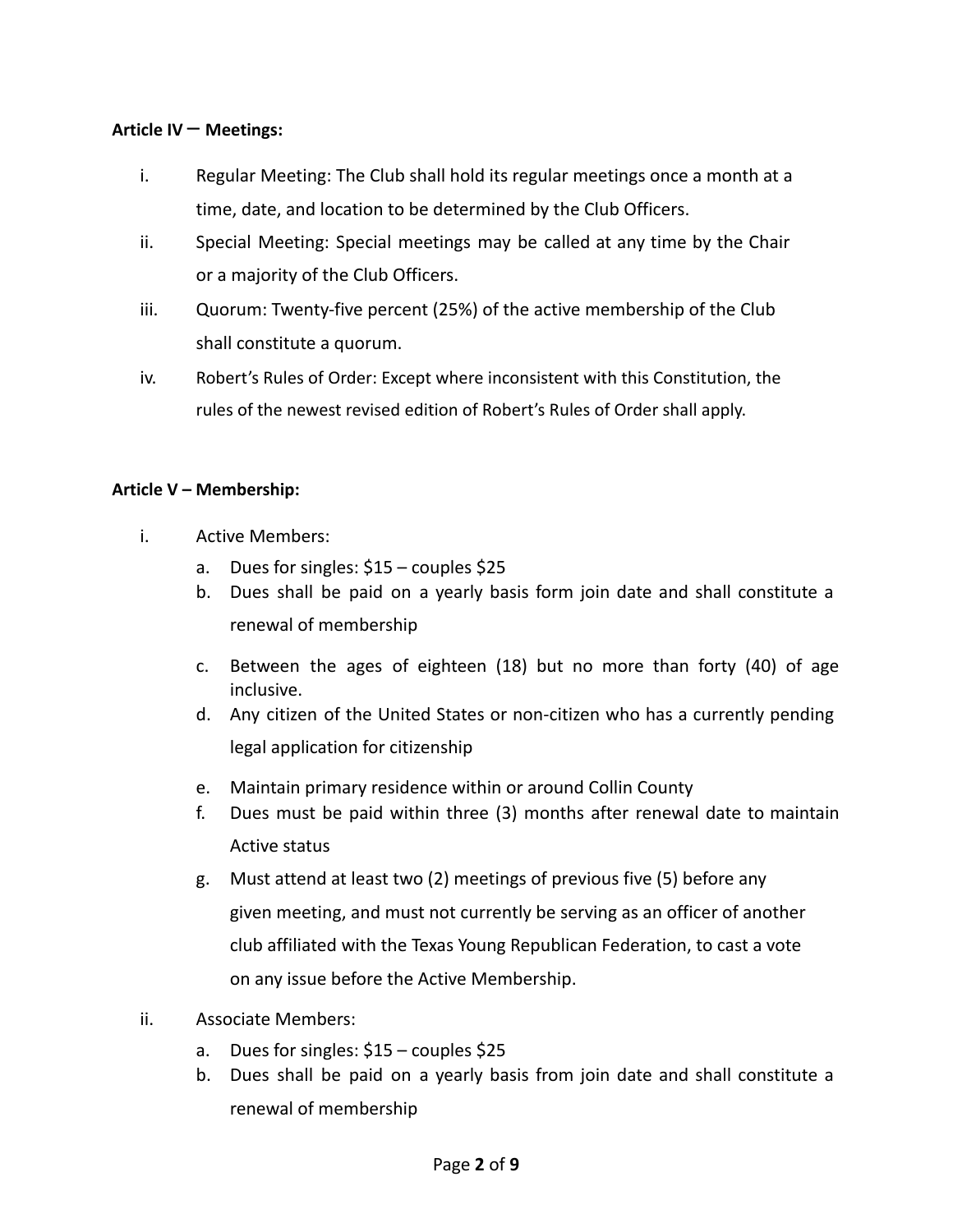**Article IV – Meetings:**

i. Regular Meeting: The Club shall hold its regular meetings once a month at a time, date, and location to be determined by the Club Officers.

ii. Special Meeting: Special meetings may be called at any time by the Chair or a majority of the Club Officers.

iii. Quorum: Twenty-five percent (25%) of the active membership of the Club shall constitute a quorum.

iv. Robert's Rules of Order: Except where inconsistent with this Constitution, the rules of the newest revised edition of Robert's Rules of Order shall apply.

**Article V – Membership:**

i. Active Members:
   a. Dues for singles: $15 – couples $25
   b. Dues shall be paid on a yearly basis form join date and shall constitute a renewal of membership
   c. Between the ages of eighteen (18) but no more than forty (40) of age inclusive.
   d. Any citizen of the United States or non-citizen who has a currently pending legal application for citizenship
   e. Maintain primary residence within or around Collin County
   f. Dues must be paid within three (3) months after renewal date to maintain Active status
   g. Must attend at least two (2) meetings of previous five (5) before any given meeting, and must not currently be serving as an officer of another club affiliated with the Texas Young Republican Federation, to cast a vote on any issue before the Active Membership.

ii. Associate Members:
   a. Dues for singles: $15 – couples $25
   b. Dues shall be paid on a yearly basis from join date and shall constitute a renewal of membership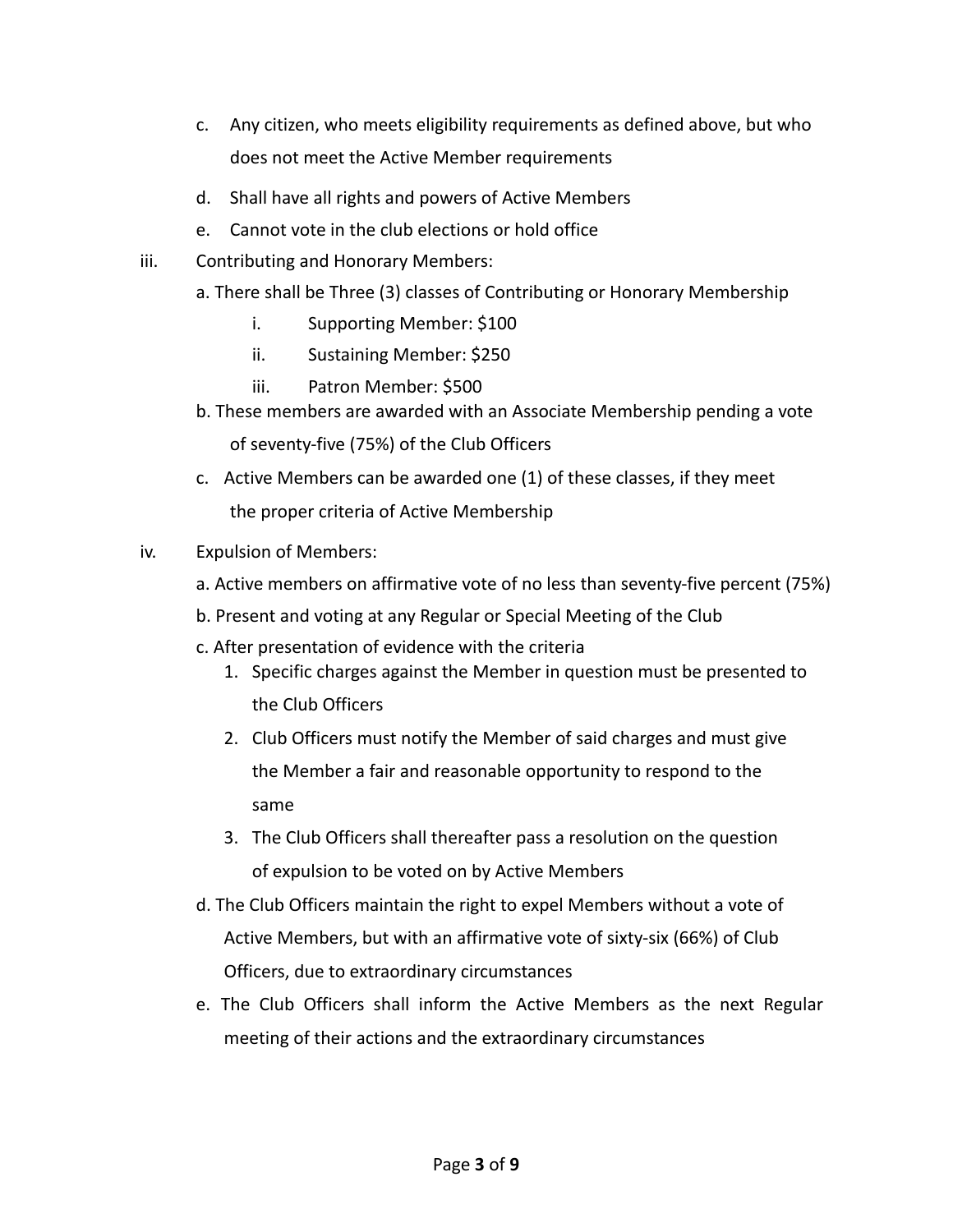c. Any citizen, who meets eligibility requirements as defined above, but who does not meet the Active Member requirements

d. Shall have all rights and powers of Active Members

e. Cannot vote in the club elections or hold office

iii. Contributing and Honorary Members:

a. There shall be Three (3) classes of Contributing or Honorary Membership

   i. Supporting Member: $100

   ii. Sustaining Member: $250

   iii. Patron Member: $500

b. These members are awarded with an Associate Membership pending a vote of seventy-five (75%) of the Club Officers

c. Active Members can be awarded one (1) of these classes, if they meet the proper criteria of Active Membership

iv. Expulsion of Members:

a. Active members on affirmative vote of no less than seventy-five percent (75%)

b. Present and voting at any Regular or Special Meeting of the Club

c. After presentation of evidence with the criteria

   1. Specific charges against the Member in question must be presented to the Club Officers
   2. Club Officers must notify the Member of said charges and must give the Member a fair and reasonable opportunity to respond to the same
   3. The Club Officers shall thereafter pass a resolution on the question of expulsion to be voted on by Active Members

d. The Club Officers maintain the right to expel Members without a vote of Active Members, but with an affirmative vote of sixty-six (66%) of Club Officers, due to extraordinary circumstances

e. The Club Officers shall inform the Active Members as the next Regular meeting of their actions and the extraordinary circumstances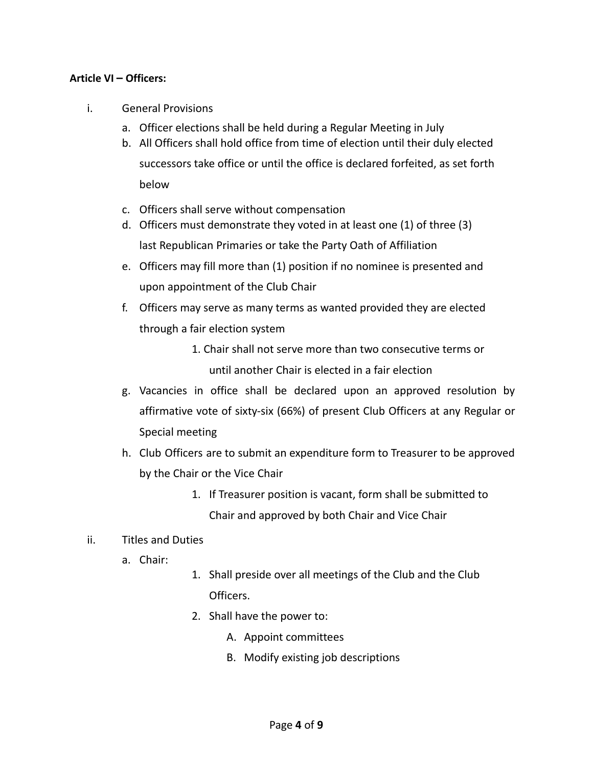**Article VI – Officers:**

i. General Provisions

   a. Officer elections shall be held during a Regular Meeting in July
   b. All Officers shall hold office from time of election until their duly elected successors take office or until the office is declared forfeited, as set forth below
   c. Officers shall serve without compensation
   d. Officers must demonstrate they voted in at least one (1) of three (3) last Republican Primaries or take the Party Oath of Affiliation
   e. Officers may fill more than (1) position if no nominee is presented and upon appointment of the Club Chair
   f. Officers may serve as many terms as wanted provided they are elected through a fair election system
      1. Chair shall not serve more than two consecutive terms or until another Chair is elected in a fair election
   g. Vacancies in office shall be declared upon an approved resolution by affirmative vote of sixty-six (66%) of present Club Officers at any Regular or Special meeting
   h. Club Officers are to submit an expenditure form to Treasurer to be approved by the Chair or the Vice Chair
      1. If Treasurer position is vacant, form shall be submitted to Chair and approved by both Chair and Vice Chair

ii. Titles and Duties

   a. Chair:
      1. Shall preside over all meetings of the Club and the Club Officers.
      2. Shall have the power to:
         A. Appoint committees
         B. Modify existing job descriptions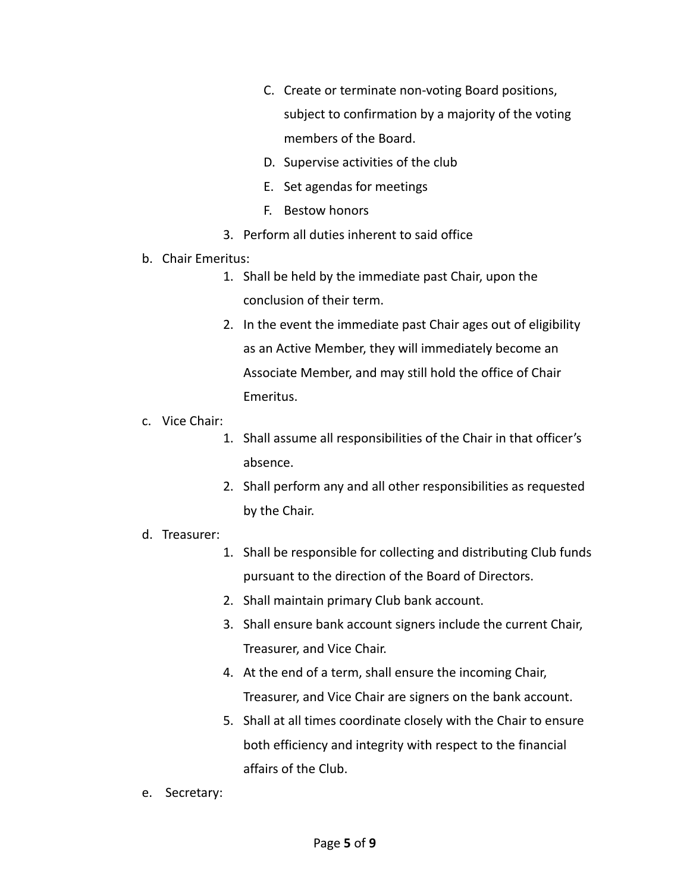C. Create or terminate non-voting Board positions, subject to confirmation by a majority of the voting members of the Board.
        D. Supervise activities of the club
        E. Set agendas for meetings
        F. Bestow honors
    3. Perform all duties inherent to said office

b. Chair Emeritus:
    1. Shall be held by the immediate past Chair, upon the conclusion of their term.
    2. In the event the immediate past Chair ages out of eligibility as an Active Member, they will immediately become an Associate Member, and may still hold the office of Chair Emeritus.

c. Vice Chair:
    1. Shall assume all responsibilities of the Chair in that officer's absence.
    2. Shall perform any and all other responsibilities as requested by the Chair.

d. Treasurer:
    1. Shall be responsible for collecting and distributing Club funds pursuant to the direction of the Board of Directors.
    2. Shall maintain primary Club bank account.
    3. Shall ensure bank account signers include the current Chair, Treasurer, and Vice Chair.
    4. At the end of a term, shall ensure the incoming Chair, Treasurer, and Vice Chair are signers on the bank account.
    5. Shall at all times coordinate closely with the Chair to ensure both efficiency and integrity with respect to the financial affairs of the Club.

e. Secretary: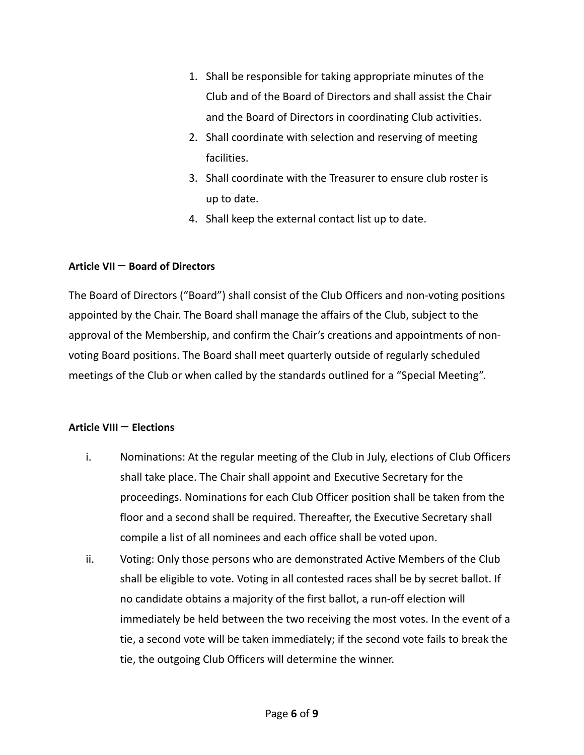1. Shall be responsible for taking appropriate minutes of the Club and of the Board of Directors and shall assist the Chair and the Board of Directors in coordinating Club activities.
2. Shall coordinate with selection and reserving of meeting facilities.
3. Shall coordinate with the Treasurer to ensure club roster is up to date.
4. Shall keep the external contact list up to date.

**Article VII – Board of Directors**

The Board of Directors ("Board") shall consist of the Club Officers and non-voting positions appointed by the Chair. The Board shall manage the affairs of the Club, subject to the approval of the Membership, and confirm the Chair's creations and appointments of non-voting Board positions. The Board shall meet quarterly outside of regularly scheduled meetings of the Club or when called by the standards outlined for a "Special Meeting".

**Article VIII – Elections**

i. Nominations: At the regular meeting of the Club in July, elections of Club Officers shall take place. The Chair shall appoint and Executive Secretary for the proceedings. Nominations for each Club Officer position shall be taken from the floor and a second shall be required. Thereafter, the Executive Secretary shall compile a list of all nominees and each office shall be voted upon.

ii. Voting: Only those persons who are demonstrated Active Members of the Club shall be eligible to vote. Voting in all contested races shall be by secret ballot. If no candidate obtains a majority of the first ballot, a run-off election will immediately be held between the two receiving the most votes. In the event of a tie, a second vote will be taken immediately; if the second vote fails to break the tie, the outgoing Club Officers will determine the winner.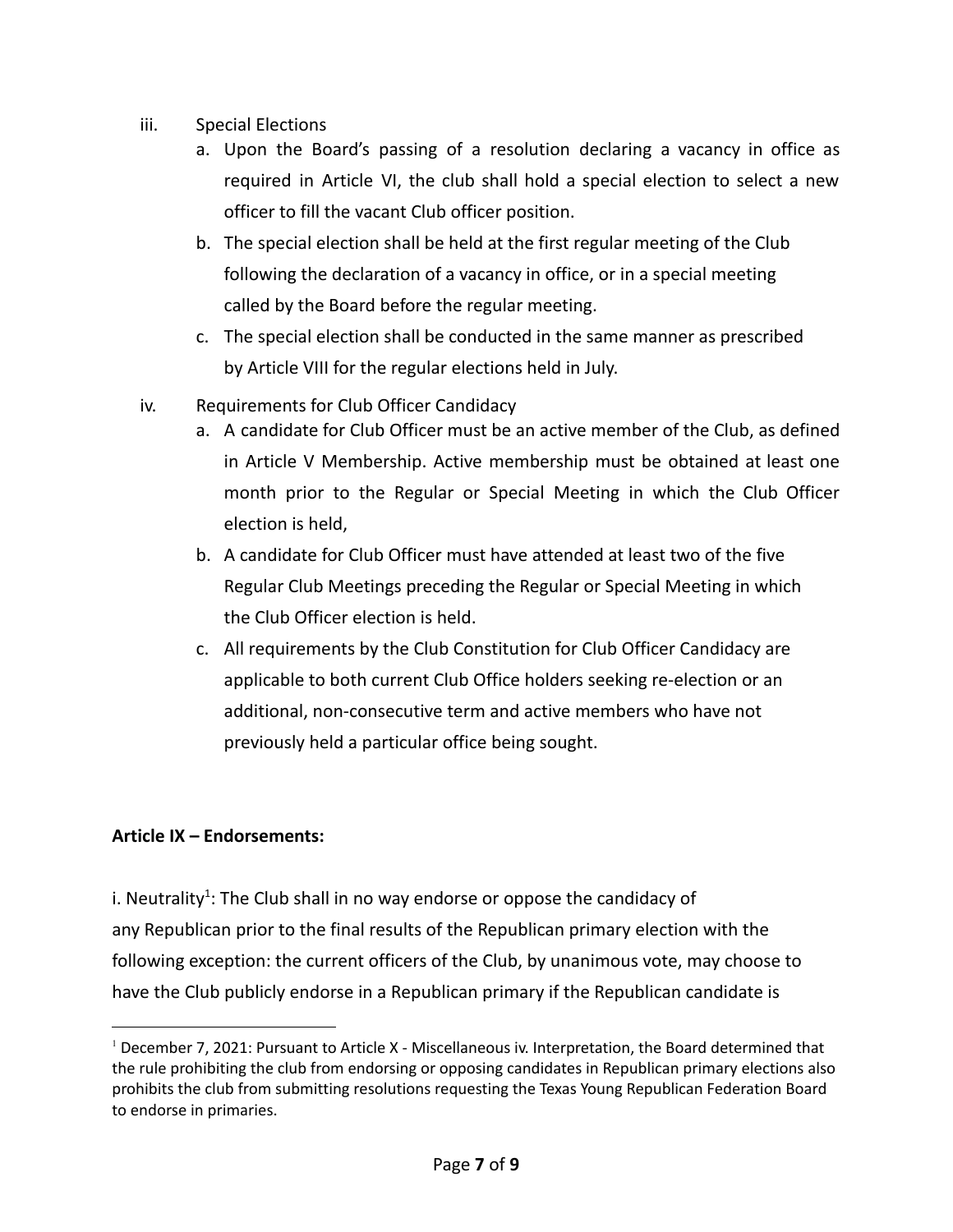iii. Special Elections

a. Upon the Board's passing of a resolution declaring a vacancy in office as required in Article VI, the club shall hold a special election to select a new officer to fill the vacant Club officer position.
b. The special election shall be held at the first regular meeting of the Club following the declaration of a vacancy in office, or in a special meeting called by the Board before the regular meeting.
c. The special election shall be conducted in the same manner as prescribed by Article VIII for the regular elections held in July.

iv. Requirements for Club Officer Candidacy

a. A candidate for Club Officer must be an active member of the Club, as defined in Article V Membership. Active membership must be obtained at least one month prior to the Regular or Special Meeting in which the Club Officer election is held,
b. A candidate for Club Officer must have attended at least two of the five Regular Club Meetings preceding the Regular or Special Meeting in which the Club Officer election is held.
c. All requirements by the Club Constitution for Club Officer Candidacy are applicable to both current Club Office holders seeking re-election or an additional, non-consecutive term and active members who have not previously held a particular office being sought.

**Article IX – Endorsements:**

i. Neutrality[1]: The Club shall in no way endorse or oppose the candidacy of any Republican prior to the final results of the Republican primary election with the following exception: the current officers of the Club, by unanimous vote, may choose to have the Club publicly endorse in a Republican primary if the Republican candidate is

[1] December 7, 2021: Pursuant to Article X - Miscellaneous iv. Interpretation, the Board determined that the rule prohibiting the club from endorsing or opposing candidates in Republican primary elections also prohibits the club from submitting resolutions requesting the Texas Young Republican Federation Board to endorse in primaries.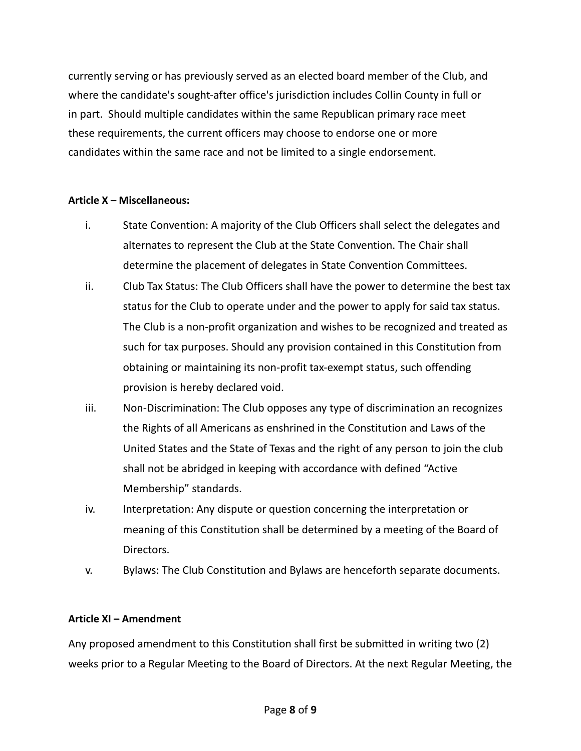currently serving or has previously served as an elected board member of the Club, and where the candidate's sought-after office's jurisdiction includes Collin County in full or in part. Should multiple candidates within the same Republican primary race meet these requirements, the current officers may choose to endorse one or more candidates within the same race and not be limited to a single endorsement.

**Article X – Miscellaneous:**

i. State Convention: A majority of the Club Officers shall select the delegates and alternates to represent the Club at the State Convention. The Chair shall determine the placement of delegates in State Convention Committees.

ii. Club Tax Status: The Club Officers shall have the power to determine the best tax status for the Club to operate under and the power to apply for said tax status. The Club is a non-profit organization and wishes to be recognized and treated as such for tax purposes. Should any provision contained in this Constitution from obtaining or maintaining its non-profit tax-exempt status, such offending provision is hereby declared void.

iii. Non-Discrimination: The Club opposes any type of discrimination an recognizes the Rights of all Americans as enshrined in the Constitution and Laws of the United States and the State of Texas and the right of any person to join the club shall not be abridged in keeping with accordance with defined "Active Membership" standards.

iv. Interpretation: Any dispute or question concerning the interpretation or meaning of this Constitution shall be determined by a meeting of the Board of Directors.

v. Bylaws: The Club Constitution and Bylaws are henceforth separate documents.

**Article XI – Amendment**

Any proposed amendment to this Constitution shall first be submitted in writing two (2) weeks prior to a Regular Meeting to the Board of Directors. At the next Regular Meeting, the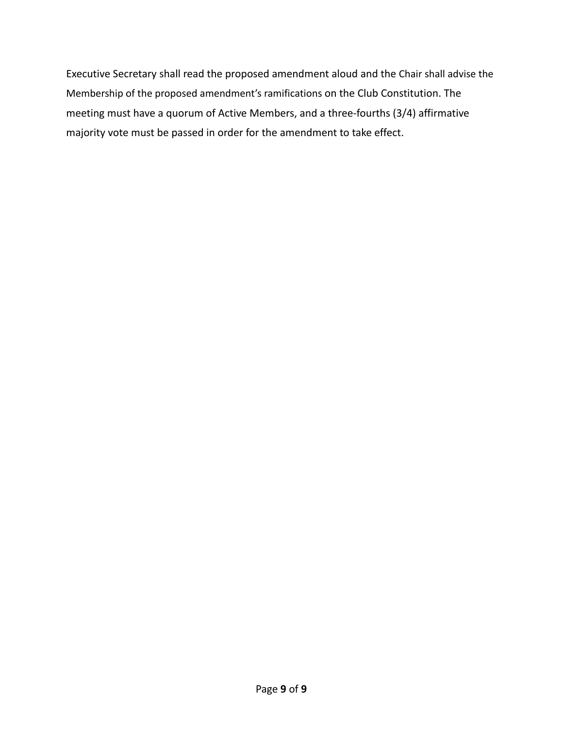Executive Secretary shall read the proposed amendment aloud and the Chair shall advise the Membership of the proposed amendment's ramifications on the Club Constitution. The meeting must have a quorum of Active Members, and a three-fourths (3/4) affirmative majority vote must be passed in order for the amendment to take effect.